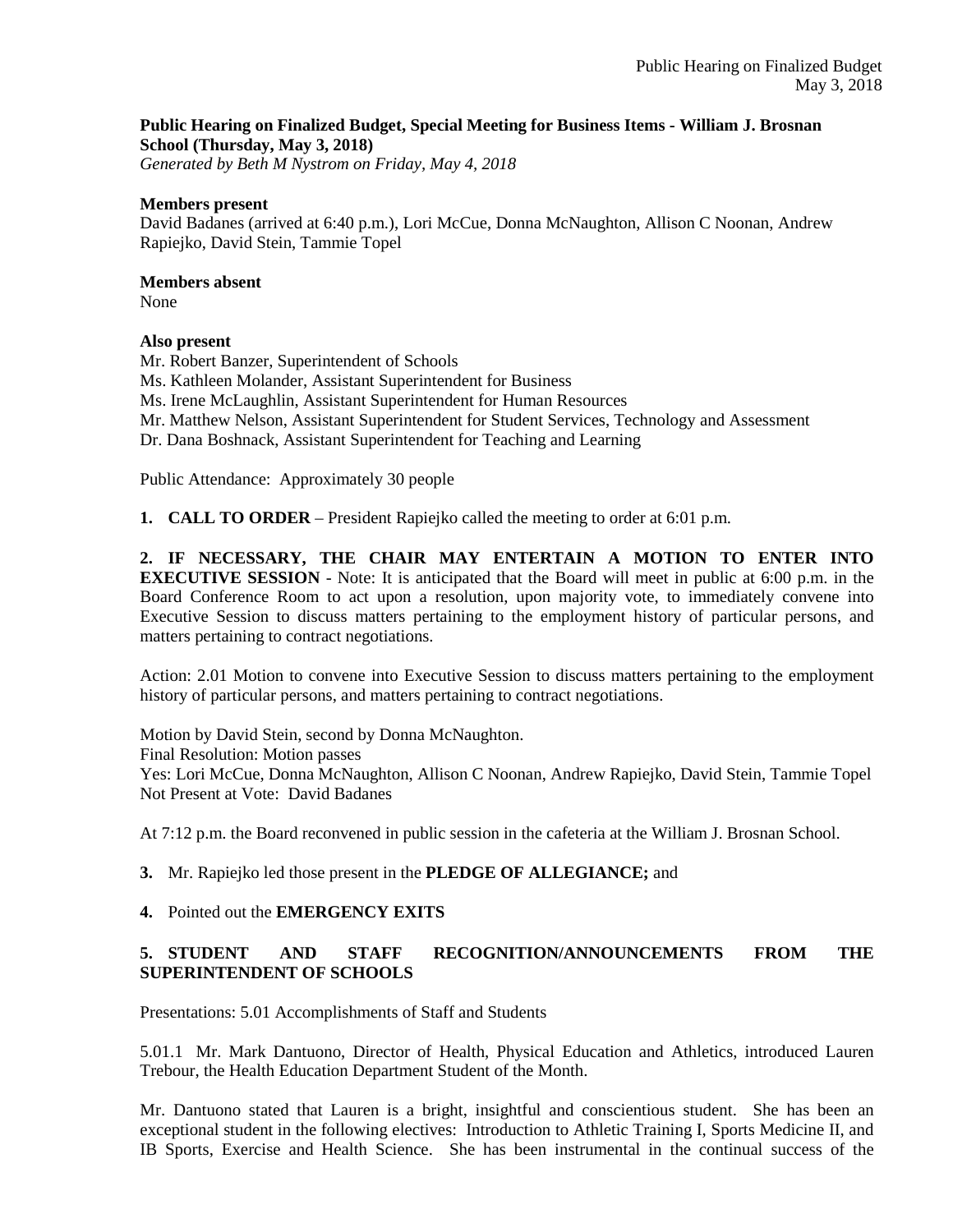**Public Hearing on Finalized Budget, Special Meeting for Business Items - William J. Brosnan School (Thursday, May 3, 2018)**
*Generated by Beth M Nystrom on Friday, May 4, 2018*

**Members present**
David Badanes (arrived at 6:40 p.m.), Lori McCue, Donna McNaughton, Allison C Noonan, Andrew Rapiejko, David Stein, Tammie Topel

**Members absent**
None

**Also present**
Mr. Robert Banzer, Superintendent of Schools
Ms. Kathleen Molander, Assistant Superintendent for Business
Ms. Irene McLaughlin, Assistant Superintendent for Human Resources
Mr. Matthew Nelson, Assistant Superintendent for Student Services, Technology and Assessment
Dr. Dana Boshnack, Assistant Superintendent for Teaching and Learning

Public Attendance: Approximately 30 people

**1. CALL TO ORDER** – President Rapiejko called the meeting to order at 6:01 p.m.

**2. IF NECESSARY, THE CHAIR MAY ENTERTAIN A MOTION TO ENTER INTO EXECUTIVE SESSION** - Note: It is anticipated that the Board will meet in public at 6:00 p.m. in the Board Conference Room to act upon a resolution, upon majority vote, to immediately convene into Executive Session to discuss matters pertaining to the employment history of particular persons, and matters pertaining to contract negotiations.

Action: 2.01 Motion to convene into Executive Session to discuss matters pertaining to the employment history of particular persons, and matters pertaining to contract negotiations.

Motion by David Stein, second by Donna McNaughton.
Final Resolution: Motion passes
Yes: Lori McCue, Donna McNaughton, Allison C Noonan, Andrew Rapiejko, David Stein, Tammie Topel
Not Present at Vote: David Badanes

At 7:12 p.m. the Board reconvened in public session in the cafeteria at the William J. Brosnan School.

**3.** Mr. Rapiejko led those present in the **PLEDGE OF ALLEGIANCE;** and

**4.** Pointed out the **EMERGENCY EXITS**

**5. STUDENT AND STAFF RECOGNITION/ANNOUNCEMENTS FROM THE SUPERINTENDENT OF SCHOOLS**

Presentations: 5.01 Accomplishments of Staff and Students

5.01.1 Mr. Mark Dantuono, Director of Health, Physical Education and Athletics, introduced Lauren Trebour, the Health Education Department Student of the Month.

Mr. Dantuono stated that Lauren is a bright, insightful and conscientious student. She has been an exceptional student in the following electives: Introduction to Athletic Training I, Sports Medicine II, and IB Sports, Exercise and Health Science. She has been instrumental in the continual success of the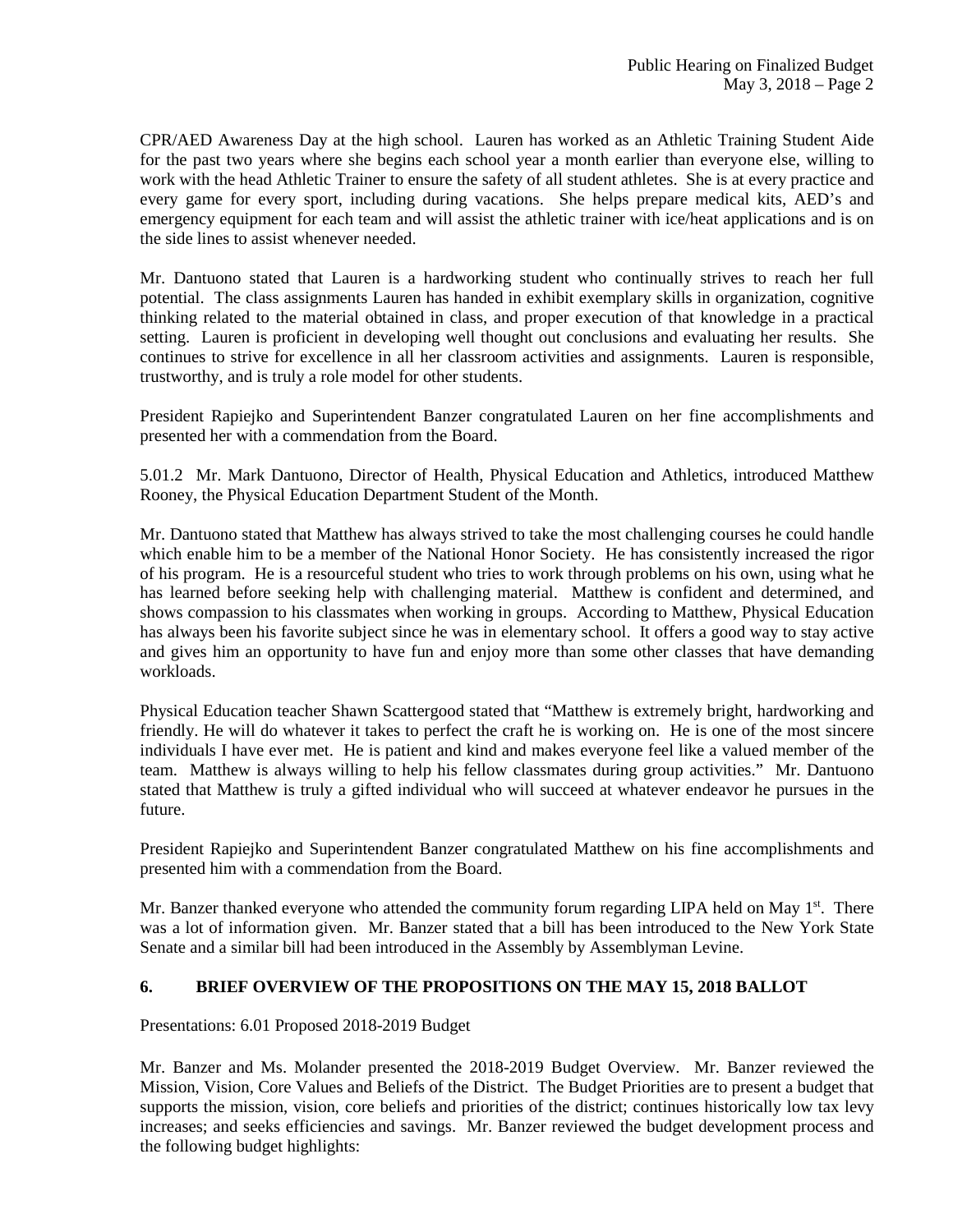CPR/AED Awareness Day at the high school. Lauren has worked as an Athletic Training Student Aide for the past two years where she begins each school year a month earlier than everyone else, willing to work with the head Athletic Trainer to ensure the safety of all student athletes. She is at every practice and every game for every sport, including during vacations. She helps prepare medical kits, AED's and emergency equipment for each team and will assist the athletic trainer with ice/heat applications and is on the side lines to assist whenever needed.

Mr. Dantuono stated that Lauren is a hardworking student who continually strives to reach her full potential. The class assignments Lauren has handed in exhibit exemplary skills in organization, cognitive thinking related to the material obtained in class, and proper execution of that knowledge in a practical setting. Lauren is proficient in developing well thought out conclusions and evaluating her results. She continues to strive for excellence in all her classroom activities and assignments. Lauren is responsible, trustworthy, and is truly a role model for other students.

President Rapiejko and Superintendent Banzer congratulated Lauren on her fine accomplishments and presented her with a commendation from the Board.

5.01.2 Mr. Mark Dantuono, Director of Health, Physical Education and Athletics, introduced Matthew Rooney, the Physical Education Department Student of the Month.

Mr. Dantuono stated that Matthew has always strived to take the most challenging courses he could handle which enable him to be a member of the National Honor Society. He has consistently increased the rigor of his program. He is a resourceful student who tries to work through problems on his own, using what he has learned before seeking help with challenging material. Matthew is confident and determined, and shows compassion to his classmates when working in groups. According to Matthew, Physical Education has always been his favorite subject since he was in elementary school. It offers a good way to stay active and gives him an opportunity to have fun and enjoy more than some other classes that have demanding workloads.

Physical Education teacher Shawn Scattergood stated that "Matthew is extremely bright, hardworking and friendly. He will do whatever it takes to perfect the craft he is working on. He is one of the most sincere individuals I have ever met. He is patient and kind and makes everyone feel like a valued member of the team. Matthew is always willing to help his fellow classmates during group activities." Mr. Dantuono stated that Matthew is truly a gifted individual who will succeed at whatever endeavor he pursues in the future.

President Rapiejko and Superintendent Banzer congratulated Matthew on his fine accomplishments and presented him with a commendation from the Board.

Mr. Banzer thanked everyone who attended the community forum regarding LIPA held on May 1st. There was a lot of information given. Mr. Banzer stated that a bill has been introduced to the New York State Senate and a similar bill had been introduced in the Assembly by Assemblyman Levine.

## 6. BRIEF OVERVIEW OF THE PROPOSITIONS ON THE MAY 15, 2018 BALLOT

Presentations: 6.01 Proposed 2018-2019 Budget

Mr. Banzer and Ms. Molander presented the 2018-2019 Budget Overview. Mr. Banzer reviewed the Mission, Vision, Core Values and Beliefs of the District. The Budget Priorities are to present a budget that supports the mission, vision, core beliefs and priorities of the district; continues historically low tax levy increases; and seeks efficiencies and savings. Mr. Banzer reviewed the budget development process and the following budget highlights: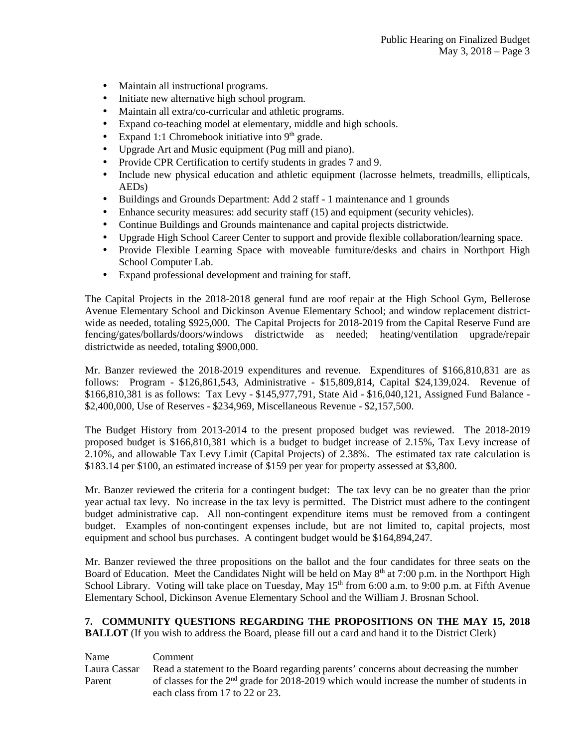- Maintain all instructional programs.
- Initiate new alternative high school program.
- Maintain all extra/co-curricular and athletic programs.
- Expand co-teaching model at elementary, middle and high schools.
- Expand 1:1 Chromebook initiative into 9th grade.
- Upgrade Art and Music equipment (Pug mill and piano).
- Provide CPR Certification to certify students in grades 7 and 9.
- Include new physical education and athletic equipment (lacrosse helmets, treadmills, ellipticals, AEDs)
- Buildings and Grounds Department: Add 2 staff - 1 maintenance and 1 grounds
- Enhance security measures: add security staff (15) and equipment (security vehicles).
- Continue Buildings and Grounds maintenance and capital projects districtwide.
- Upgrade High School Career Center to support and provide flexible collaboration/learning space.
- Provide Flexible Learning Space with moveable furniture/desks and chairs in Northport High School Computer Lab.
- Expand professional development and training for staff.

The Capital Projects in the 2018-2018 general fund are roof repair at the High School Gym, Bellerose Avenue Elementary School and Dickinson Avenue Elementary School; and window replacement district-wide as needed, totaling $925,000. The Capital Projects for 2018-2019 from the Capital Reserve Fund are fencing/gates/bollards/doors/windows districtwide as needed; heating/ventilation upgrade/repair districtwide as needed, totaling $900,000.

Mr. Banzer reviewed the 2018-2019 expenditures and revenue. Expenditures of $166,810,831 are as follows: Program - $126,861,543, Administrative - $15,809,814, Capital $24,139,024. Revenue of $166,810,381 is as follows: Tax Levy - $145,977,791, State Aid - $16,040,121, Assigned Fund Balance - $2,400,000, Use of Reserves - $234,969, Miscellaneous Revenue - $2,157,500.

The Budget History from 2013-2014 to the present proposed budget was reviewed. The 2018-2019 proposed budget is $166,810,381 which is a budget to budget increase of 2.15%, Tax Levy increase of 2.10%, and allowable Tax Levy Limit (Capital Projects) of 2.38%. The estimated tax rate calculation is $183.14 per $100, an estimated increase of $159 per year for property assessed at $3,800.

Mr. Banzer reviewed the criteria for a contingent budget: The tax levy can be no greater than the prior year actual tax levy. No increase in the tax levy is permitted. The District must adhere to the contingent budget administrative cap. All non-contingent expenditure items must be removed from a contingent budget. Examples of non-contingent expenses include, but are not limited to, capital projects, most equipment and school bus purchases. A contingent budget would be $164,894,247.

Mr. Banzer reviewed the three propositions on the ballot and the four candidates for three seats on the Board of Education. Meet the Candidates Night will be held on May 8th at 7:00 p.m. in the Northport High School Library. Voting will take place on Tuesday, May 15th from 6:00 a.m. to 9:00 p.m. at Fifth Avenue Elementary School, Dickinson Avenue Elementary School and the William J. Brosnan School.

**7. COMMUNITY QUESTIONS REGARDING THE PROPOSITIONS ON THE MAY 15, 2018 BALLOT** (If you wish to address the Board, please fill out a card and hand it to the District Clerk)

| Name | Comment |
|---|---|
| Laura Cassar<br>Parent | Read a statement to the Board regarding parents' concerns about decreasing the number of classes for the 2nd grade for 2018-2019 which would increase the number of students in each class from 17 to 22 or 23. |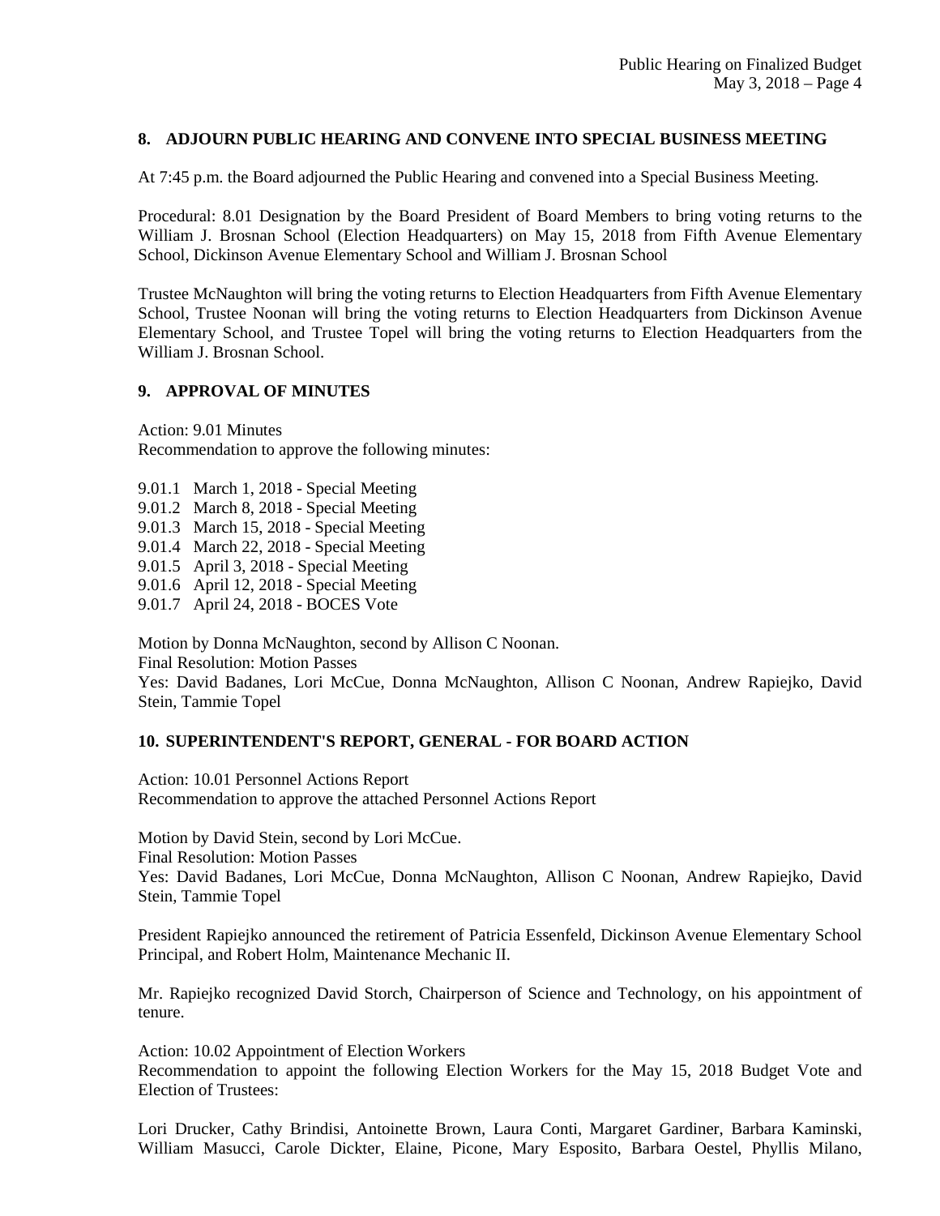## 8. ADJOURN PUBLIC HEARING AND CONVENE INTO SPECIAL BUSINESS MEETING

At 7:45 p.m. the Board adjourned the Public Hearing and convened into a Special Business Meeting.

Procedural: 8.01 Designation by the Board President of Board Members to bring voting returns to the William J. Brosnan School (Election Headquarters) on May 15, 2018 from Fifth Avenue Elementary School, Dickinson Avenue Elementary School and William J. Brosnan School

Trustee McNaughton will bring the voting returns to Election Headquarters from Fifth Avenue Elementary School, Trustee Noonan will bring the voting returns to Election Headquarters from Dickinson Avenue Elementary School, and Trustee Topel will bring the voting returns to Election Headquarters from the William J. Brosnan School.

## 9. APPROVAL OF MINUTES

Action: 9.01 Minutes
Recommendation to approve the following minutes:

9.01.1 March 1, 2018 - Special Meeting
9.01.2 March 8, 2018 - Special Meeting
9.01.3 March 15, 2018 - Special Meeting
9.01.4 March 22, 2018 - Special Meeting
9.01.5 April 3, 2018 - Special Meeting
9.01.6 April 12, 2018 - Special Meeting
9.01.7 April 24, 2018 - BOCES Vote

Motion by Donna McNaughton, second by Allison C Noonan.
Final Resolution: Motion Passes
Yes: David Badanes, Lori McCue, Donna McNaughton, Allison C Noonan, Andrew Rapiejko, David Stein, Tammie Topel

## 10. SUPERINTENDENT'S REPORT, GENERAL - FOR BOARD ACTION

Action: 10.01 Personnel Actions Report
Recommendation to approve the attached Personnel Actions Report

Motion by David Stein, second by Lori McCue.
Final Resolution: Motion Passes
Yes: David Badanes, Lori McCue, Donna McNaughton, Allison C Noonan, Andrew Rapiejko, David Stein, Tammie Topel

President Rapiejko announced the retirement of Patricia Essenfeld, Dickinson Avenue Elementary School Principal, and Robert Holm, Maintenance Mechanic II.

Mr. Rapiejko recognized David Storch, Chairperson of Science and Technology, on his appointment of tenure.

Action: 10.02 Appointment of Election Workers
Recommendation to appoint the following Election Workers for the May 15, 2018 Budget Vote and Election of Trustees:

Lori Drucker, Cathy Brindisi, Antoinette Brown, Laura Conti, Margaret Gardiner, Barbara Kaminski, William Masucci, Carole Dickter, Elaine, Picone, Mary Esposito, Barbara Oestel, Phyllis Milano,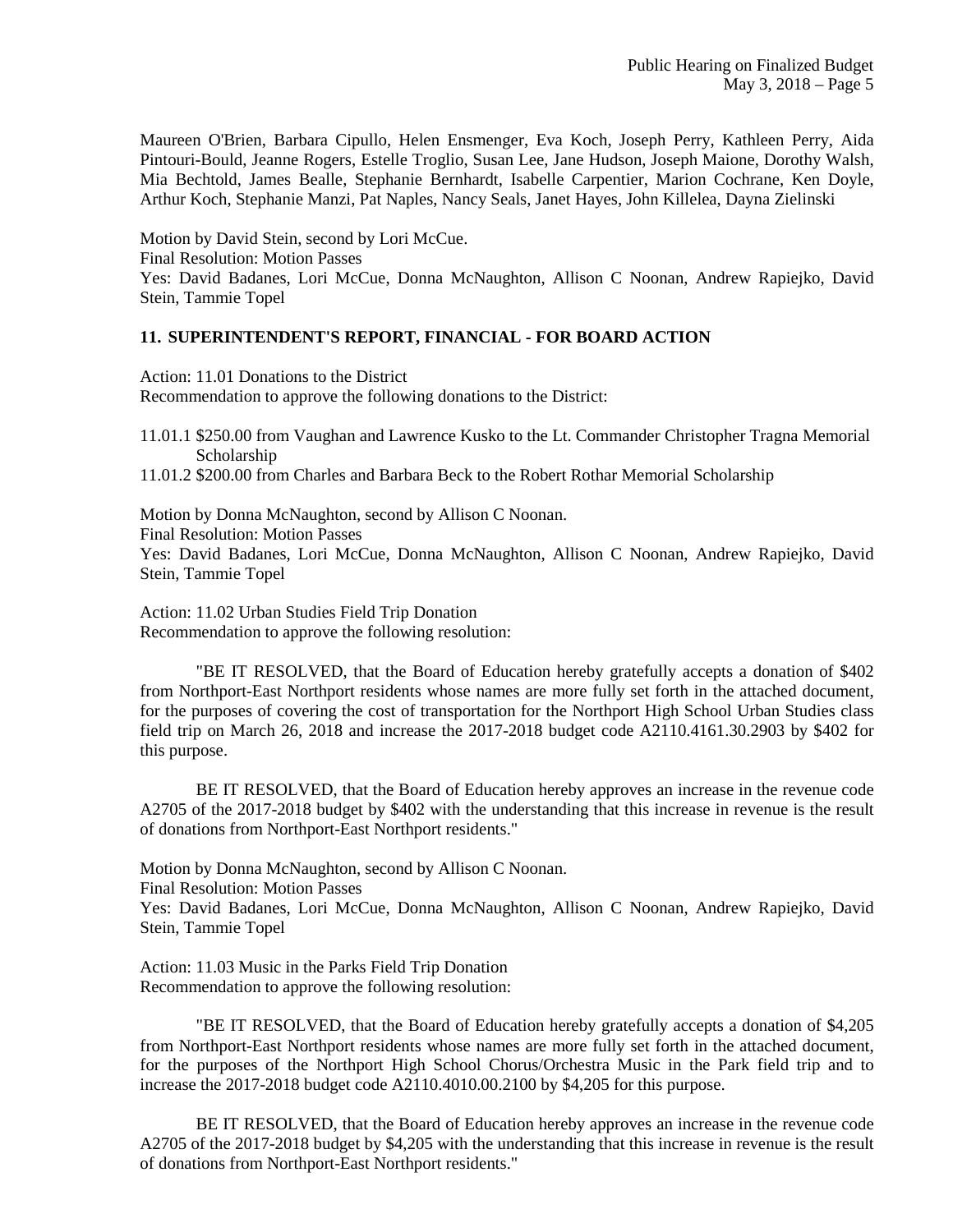Maureen O'Brien, Barbara Cipullo, Helen Ensmenger, Eva Koch, Joseph Perry, Kathleen Perry, Aida Pintouri-Bould, Jeanne Rogers, Estelle Troglio, Susan Lee, Jane Hudson, Joseph Maione, Dorothy Walsh, Mia Bechtold, James Bealle, Stephanie Bernhardt, Isabelle Carpentier, Marion Cochrane, Ken Doyle, Arthur Koch, Stephanie Manzi, Pat Naples, Nancy Seals, Janet Hayes, John Killelea, Dayna Zielinski

Motion by David Stein, second by Lori McCue.
Final Resolution: Motion Passes
Yes: David Badanes, Lori McCue, Donna McNaughton, Allison C Noonan, Andrew Rapiejko, David Stein, Tammie Topel

## 11. SUPERINTENDENT'S REPORT, FINANCIAL - FOR BOARD ACTION

Action: 11.01 Donations to the District
Recommendation to approve the following donations to the District:

11.01.1 $250.00 from Vaughan and Lawrence Kusko to the Lt. Commander Christopher Tragna Memorial Scholarship

11.01.2 $200.00 from Charles and Barbara Beck to the Robert Rothar Memorial Scholarship

Motion by Donna McNaughton, second by Allison C Noonan.
Final Resolution: Motion Passes
Yes: David Badanes, Lori McCue, Donna McNaughton, Allison C Noonan, Andrew Rapiejko, David Stein, Tammie Topel

Action: 11.02 Urban Studies Field Trip Donation
Recommendation to approve the following resolution:

"BE IT RESOLVED, that the Board of Education hereby gratefully accepts a donation of $402 from Northport-East Northport residents whose names are more fully set forth in the attached document, for the purposes of covering the cost of transportation for the Northport High School Urban Studies class field trip on March 26, 2018 and increase the 2017-2018 budget code A2110.4161.30.2903 by $402 for this purpose.

BE IT RESOLVED, that the Board of Education hereby approves an increase in the revenue code A2705 of the 2017-2018 budget by $402 with the understanding that this increase in revenue is the result of donations from Northport-East Northport residents."

Motion by Donna McNaughton, second by Allison C Noonan.
Final Resolution: Motion Passes
Yes: David Badanes, Lori McCue, Donna McNaughton, Allison C Noonan, Andrew Rapiejko, David Stein, Tammie Topel

Action: 11.03 Music in the Parks Field Trip Donation
Recommendation to approve the following resolution:

"BE IT RESOLVED, that the Board of Education hereby gratefully accepts a donation of $4,205 from Northport-East Northport residents whose names are more fully set forth in the attached document, for the purposes of the Northport High School Chorus/Orchestra Music in the Park field trip and to increase the 2017-2018 budget code A2110.4010.00.2100 by $4,205 for this purpose.

BE IT RESOLVED, that the Board of Education hereby approves an increase in the revenue code A2705 of the 2017-2018 budget by $4,205 with the understanding that this increase in revenue is the result of donations from Northport-East Northport residents."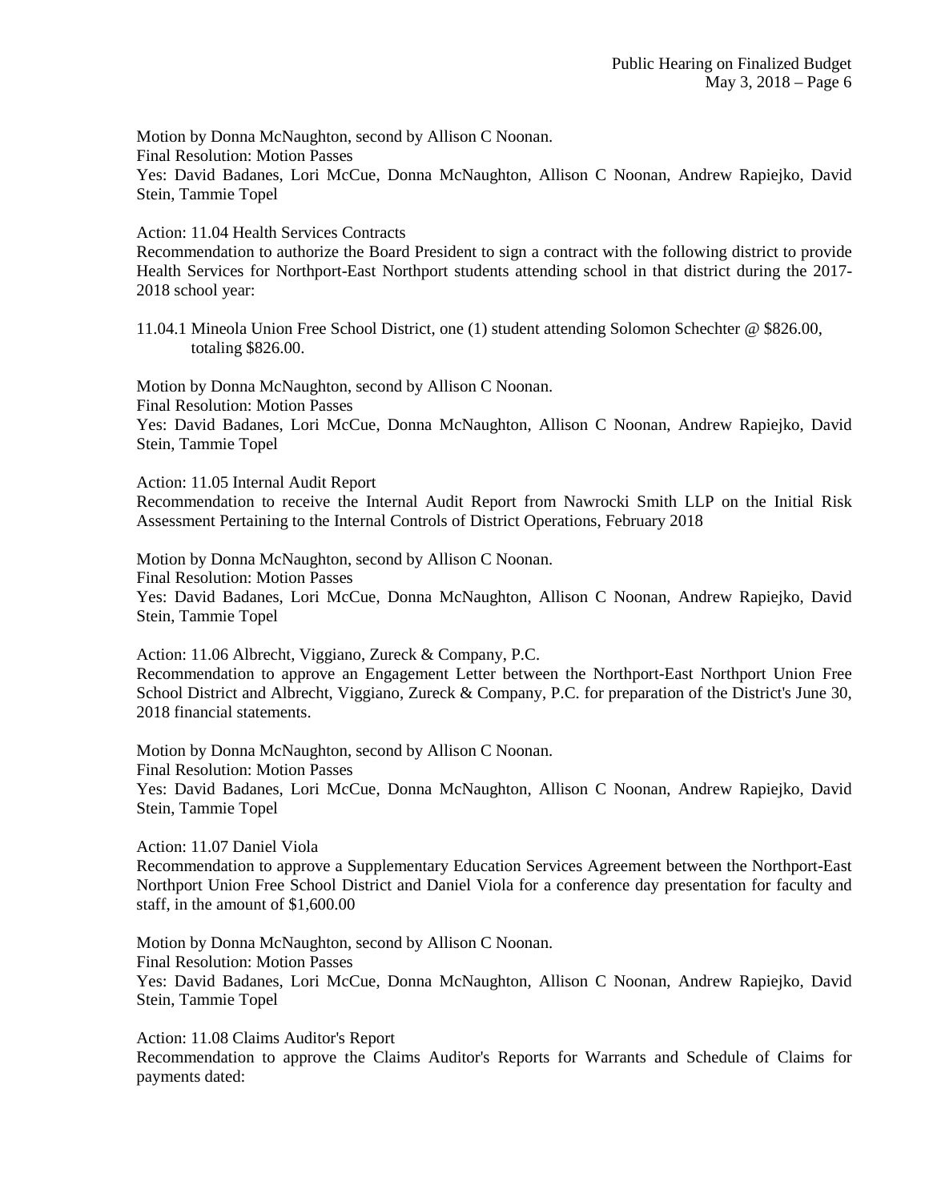Motion by Donna McNaughton, second by Allison C Noonan.
Final Resolution: Motion Passes
Yes: David Badanes, Lori McCue, Donna McNaughton, Allison C Noonan, Andrew Rapiejko, David Stein, Tammie Topel

Action: 11.04 Health Services Contracts
Recommendation to authorize the Board President to sign a contract with the following district to provide Health Services for Northport-East Northport students attending school in that district during the 2017-2018 school year:

11.04.1 Mineola Union Free School District, one (1) student attending Solomon Schechter @ $826.00, totaling $826.00.

Motion by Donna McNaughton, second by Allison C Noonan.
Final Resolution: Motion Passes
Yes: David Badanes, Lori McCue, Donna McNaughton, Allison C Noonan, Andrew Rapiejko, David Stein, Tammie Topel

Action: 11.05 Internal Audit Report
Recommendation to receive the Internal Audit Report from Nawrocki Smith LLP on the Initial Risk Assessment Pertaining to the Internal Controls of District Operations, February 2018

Motion by Donna McNaughton, second by Allison C Noonan.
Final Resolution: Motion Passes
Yes: David Badanes, Lori McCue, Donna McNaughton, Allison C Noonan, Andrew Rapiejko, David Stein, Tammie Topel

Action: 11.06 Albrecht, Viggiano, Zureck & Company, P.C.
Recommendation to approve an Engagement Letter between the Northport-East Northport Union Free School District and Albrecht, Viggiano, Zureck & Company, P.C. for preparation of the District's June 30, 2018 financial statements.

Motion by Donna McNaughton, second by Allison C Noonan.
Final Resolution: Motion Passes
Yes: David Badanes, Lori McCue, Donna McNaughton, Allison C Noonan, Andrew Rapiejko, David Stein, Tammie Topel

Action: 11.07 Daniel Viola
Recommendation to approve a Supplementary Education Services Agreement between the Northport-East Northport Union Free School District and Daniel Viola for a conference day presentation for faculty and staff, in the amount of $1,600.00

Motion by Donna McNaughton, second by Allison C Noonan.
Final Resolution: Motion Passes
Yes: David Badanes, Lori McCue, Donna McNaughton, Allison C Noonan, Andrew Rapiejko, David Stein, Tammie Topel

Action: 11.08 Claims Auditor's Report
Recommendation to approve the Claims Auditor's Reports for Warrants and Schedule of Claims for payments dated: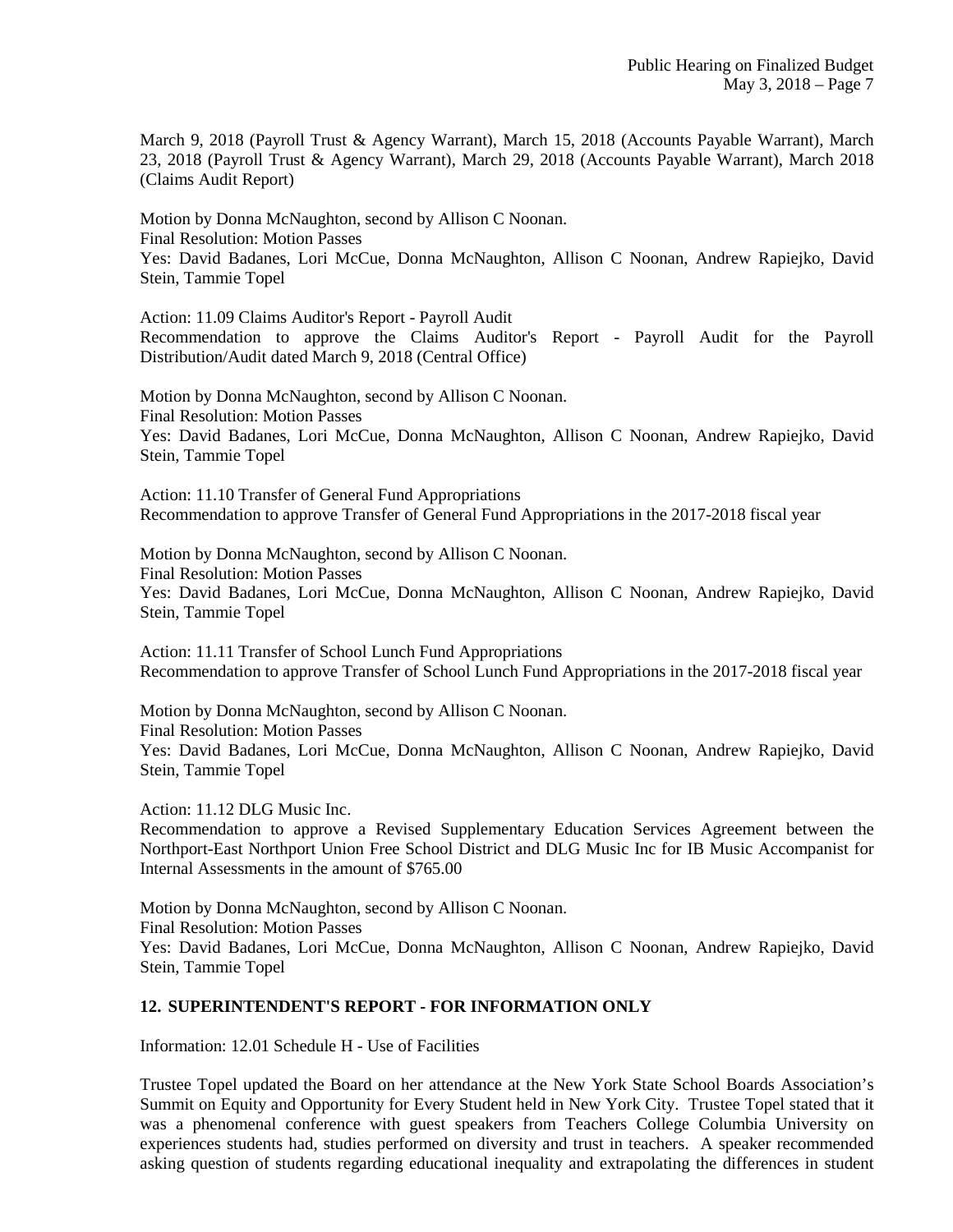March 9, 2018 (Payroll Trust & Agency Warrant), March 15, 2018 (Accounts Payable Warrant), March 23, 2018 (Payroll Trust & Agency Warrant), March 29, 2018 (Accounts Payable Warrant), March 2018 (Claims Audit Report)

Motion by Donna McNaughton, second by Allison C Noonan.
Final Resolution: Motion Passes
Yes: David Badanes, Lori McCue, Donna McNaughton, Allison C Noonan, Andrew Rapiejko, David Stein, Tammie Topel

Action: 11.09 Claims Auditor's Report - Payroll Audit
Recommendation to approve the Claims Auditor's Report - Payroll Audit for the Payroll Distribution/Audit dated March 9, 2018 (Central Office)

Motion by Donna McNaughton, second by Allison C Noonan.
Final Resolution: Motion Passes
Yes: David Badanes, Lori McCue, Donna McNaughton, Allison C Noonan, Andrew Rapiejko, David Stein, Tammie Topel

Action: 11.10 Transfer of General Fund Appropriations
Recommendation to approve Transfer of General Fund Appropriations in the 2017-2018 fiscal year

Motion by Donna McNaughton, second by Allison C Noonan.
Final Resolution: Motion Passes
Yes: David Badanes, Lori McCue, Donna McNaughton, Allison C Noonan, Andrew Rapiejko, David Stein, Tammie Topel

Action: 11.11 Transfer of School Lunch Fund Appropriations
Recommendation to approve Transfer of School Lunch Fund Appropriations in the 2017-2018 fiscal year

Motion by Donna McNaughton, second by Allison C Noonan.
Final Resolution: Motion Passes
Yes: David Badanes, Lori McCue, Donna McNaughton, Allison C Noonan, Andrew Rapiejko, David Stein, Tammie Topel

Action: 11.12 DLG Music Inc.
Recommendation to approve a Revised Supplementary Education Services Agreement between the Northport-East Northport Union Free School District and DLG Music Inc for IB Music Accompanist for Internal Assessments in the amount of $765.00

Motion by Donna McNaughton, second by Allison C Noonan.
Final Resolution: Motion Passes
Yes: David Badanes, Lori McCue, Donna McNaughton, Allison C Noonan, Andrew Rapiejko, David Stein, Tammie Topel

## 12. SUPERINTENDENT'S REPORT - FOR INFORMATION ONLY

Information: 12.01 Schedule H - Use of Facilities

Trustee Topel updated the Board on her attendance at the New York State School Boards Association's Summit on Equity and Opportunity for Every Student held in New York City. Trustee Topel stated that it was a phenomenal conference with guest speakers from Teachers College Columbia University on experiences students had, studies performed on diversity and trust in teachers. A speaker recommended asking question of students regarding educational inequality and extrapolating the differences in student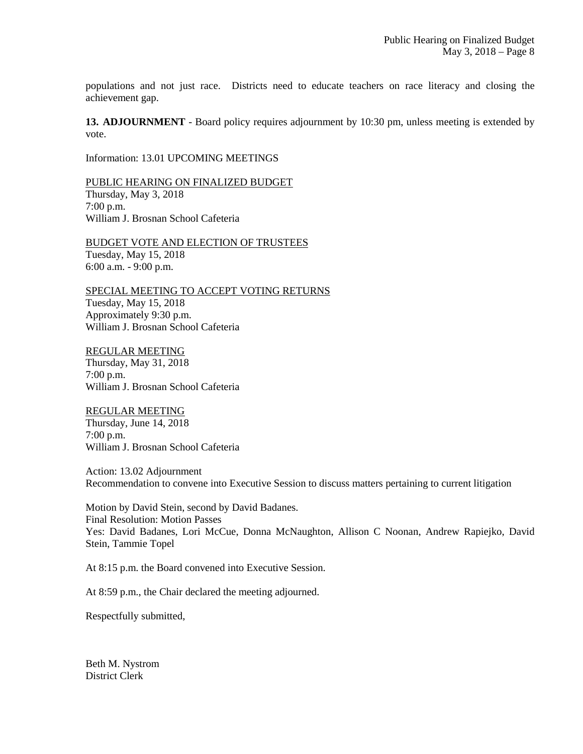populations and not just race. Districts need to educate teachers on race literacy and closing the achievement gap.

**13. ADJOURNMENT** - Board policy requires adjournment by 10:30 pm, unless meeting is extended by vote.

Information: 13.01 UPCOMING MEETINGS

PUBLIC HEARING ON FINALIZED BUDGET
Thursday, May 3, 2018
7:00 p.m.
William J. Brosnan School Cafeteria

BUDGET VOTE AND ELECTION OF TRUSTEES
Tuesday, May 15, 2018
6:00 a.m. - 9:00 p.m.

SPECIAL MEETING TO ACCEPT VOTING RETURNS
Tuesday, May 15, 2018
Approximately 9:30 p.m.
William J. Brosnan School Cafeteria

REGULAR MEETING
Thursday, May 31, 2018
7:00 p.m.
William J. Brosnan School Cafeteria

REGULAR MEETING
Thursday, June 14, 2018
7:00 p.m.
William J. Brosnan School Cafeteria

Action: 13.02 Adjournment
Recommendation to convene into Executive Session to discuss matters pertaining to current litigation

Motion by David Stein, second by David Badanes.
Final Resolution: Motion Passes
Yes: David Badanes, Lori McCue, Donna McNaughton, Allison C Noonan, Andrew Rapiejko, David Stein, Tammie Topel

At 8:15 p.m. the Board convened into Executive Session.

At 8:59 p.m., the Chair declared the meeting adjourned.

Respectfully submitted,

Beth M. Nystrom
District Clerk